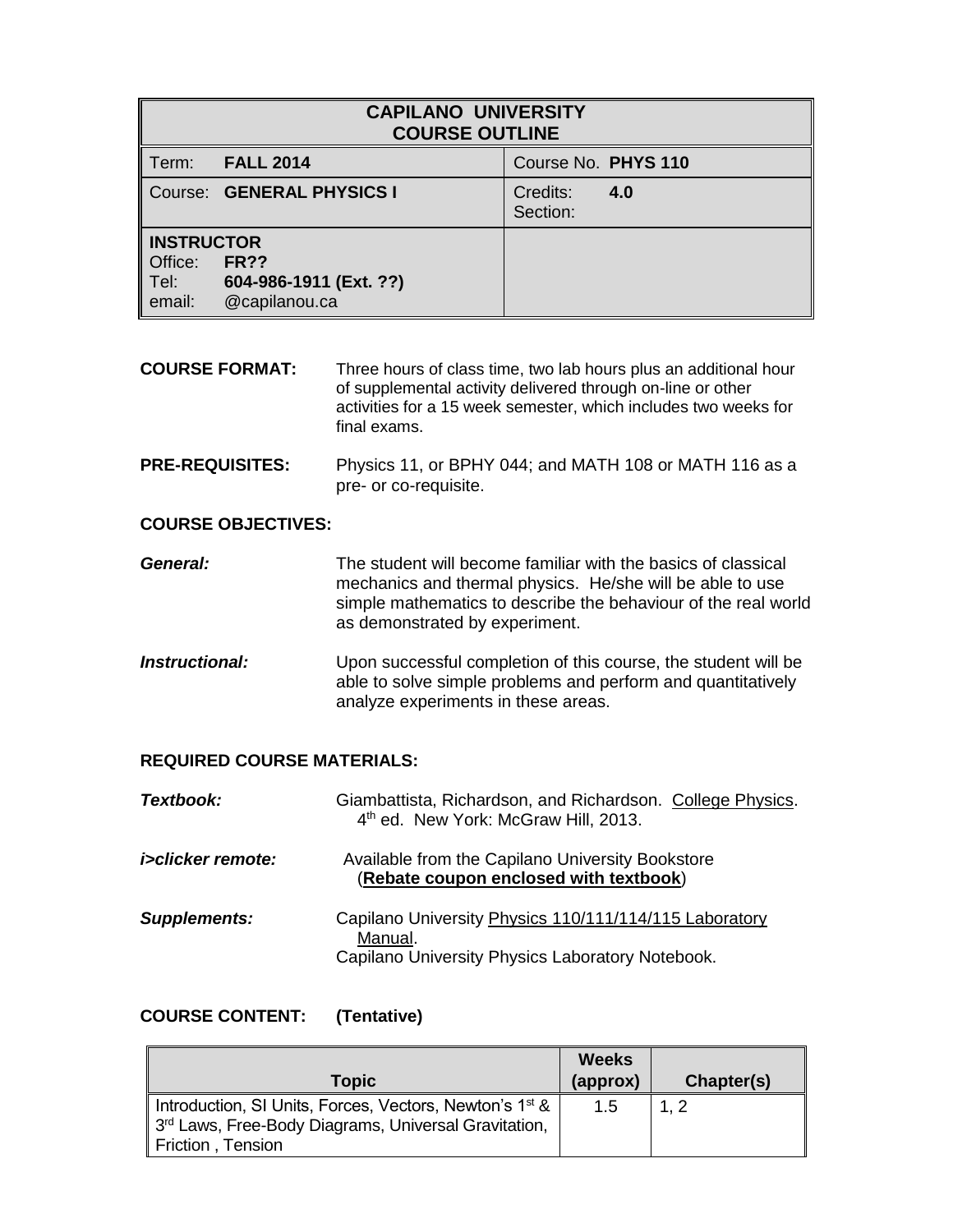| **CAPILANO UNIVERSITY COURSE OUTLINE** | |
|---|---|
| Term: **FALL 2014** | Course No. **PHYS 110** |
| Course: **GENERAL PHYSICS I** | Credits: **4.0** Section: |
| **INSTRUCTOR** Office: **FR??** Tel: **604-986-1911 (Ext. ??)** email: @capilanou.ca | |

**COURSE FORMAT:** Three hours of class time, two lab hours plus an additional hour of supplemental activity delivered through on-line or other activities for a 15 week semester, which includes two weeks for final exams.

**PRE-REQUISITES:** Physics 11, or BPHY 044; and MATH 108 or MATH 116 as a pre- or co-requisite.

**COURSE OBJECTIVES:**

***General:*** The student will become familiar with the basics of classical mechanics and thermal physics. He/she will be able to use simple mathematics to describe the behaviour of the real world as demonstrated by experiment.

***Instructional:*** Upon successful completion of this course, the student will be able to solve simple problems and perform and quantitatively analyze experiments in these areas.

**REQUIRED COURSE MATERIALS:**

***Textbook:*** Giambattista, Richardson, and Richardson. College Physics. 4th ed. New York: McGraw Hill, 2013.

***i>clicker remote:*** Available from the Capilano University Bookstore (**Rebate coupon enclosed with textbook**)

***Supplements:*** Capilano University Physics 110/111/114/115 Laboratory Manual. Capilano University Physics Laboratory Notebook.

**COURSE CONTENT: (Tentative)**

| Topic | Weeks (approx) | Chapter(s) |
|---|---|---|
| Introduction, SI Units, Forces, Vectors, Newton's 1st & 3rd Laws, Free-Body Diagrams, Universal Gravitation, Friction , Tension | 1.5 | 1, 2 |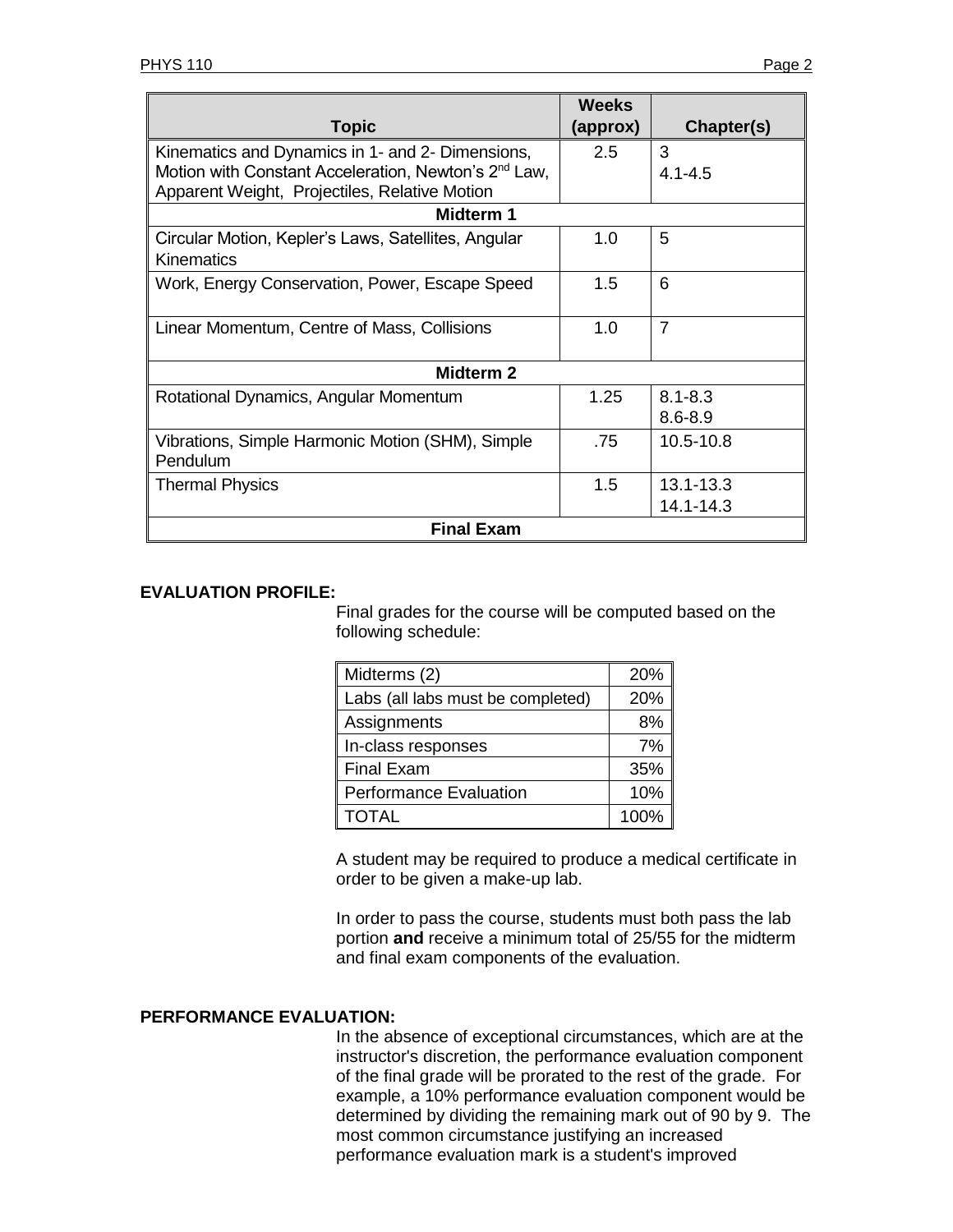| Topic | Weeks (approx) | Chapter(s) |
|---|---|---|
| Kinematics and Dynamics in 1- and 2- Dimensions, Motion with Constant Acceleration, Newton's 2nd Law, Apparent Weight, Projectiles, Relative Motion | 2.5 | 3<br>4.1-4.5 |
| **Midterm 1** | | |
| Circular Motion, Kepler's Laws, Satellites, Angular Kinematics | 1.0 | 5 |
| Work, Energy Conservation, Power, Escape Speed | 1.5 | 6 |
| Linear Momentum, Centre of Mass, Collisions | 1.0 | 7 |
| **Midterm 2** | | |
| Rotational Dynamics, Angular Momentum | 1.25 | 8.1-8.3<br>8.6-8.9 |
| Vibrations, Simple Harmonic Motion (SHM), Simple Pendulum | .75 | 10.5-10.8 |
| Thermal Physics | 1.5 | 13.1-13.3<br>14.1-14.3 |
| **Final Exam** | | |

**EVALUATION PROFILE:**

Final grades for the course will be computed based on the following schedule:

| Component | Weight |
|---|---|
| Midterms (2) | 20% |
| Labs (all labs must be completed) | 20% |
| Assignments | 8% |
| In-class responses | 7% |
| Final Exam | 35% |
| Performance Evaluation | 10% |
| TOTAL | 100% |

A student may be required to produce a medical certificate in order to be given a make-up lab.

In order to pass the course, students must both pass the lab portion **and** receive a minimum total of 25/55 for the midterm and final exam components of the evaluation.

**PERFORMANCE EVALUATION:**

In the absence of exceptional circumstances, which are at the instructor's discretion, the performance evaluation component of the final grade will be prorated to the rest of the grade. For example, a 10% performance evaluation component would be determined by dividing the remaining mark out of 90 by 9. The most common circumstance justifying an increased performance evaluation mark is a student's improved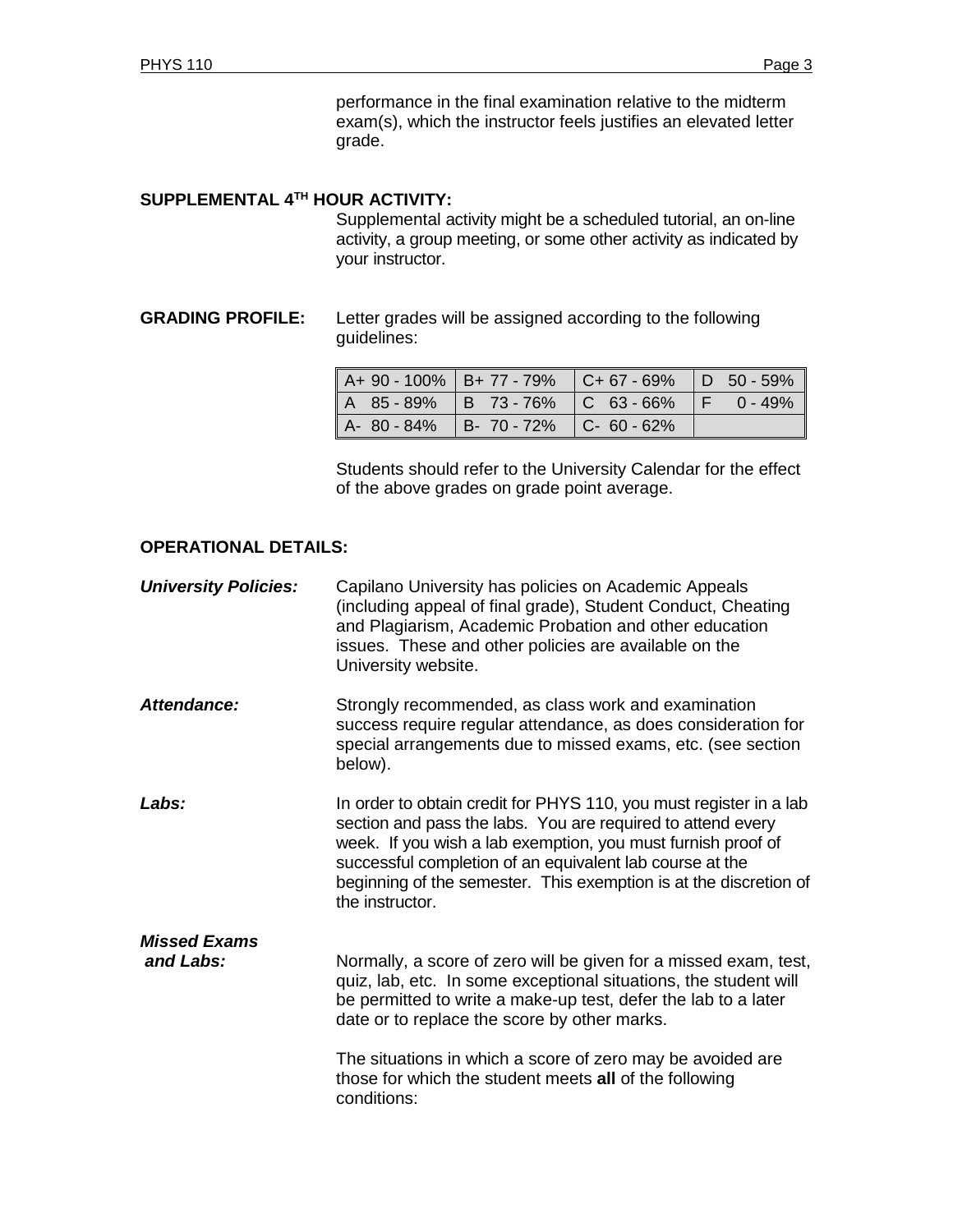performance in the final examination relative to the midterm exam(s), which the instructor feels justifies an elevated letter grade.

**SUPPLEMENTAL 4TH HOUR ACTIVITY:**

Supplemental activity might be a scheduled tutorial, an on-line activity, a group meeting, or some other activity as indicated by your instructor.

**GRADING PROFILE:** Letter grades will be assigned according to the following guidelines:

| | | | |
|---|---|---|---|
| A+ 90 - 100% | B+ 77 - 79% | C+ 67 - 69% | D 50 - 59% |
| A 85 - 89% | B 73 - 76% | C 63 - 66% | F 0 - 49% |
| A- 80 - 84% | B- 70 - 72% | C- 60 - 62% | |

Students should refer to the University Calendar for the effect of the above grades on grade point average.

**OPERATIONAL DETAILS:**

***University Policies:*** Capilano University has policies on Academic Appeals (including appeal of final grade), Student Conduct, Cheating and Plagiarism, Academic Probation and other education issues. These and other policies are available on the University website.

***Attendance:*** Strongly recommended, as class work and examination success require regular attendance, as does consideration for special arrangements due to missed exams, etc. (see section below).

***Labs:*** In order to obtain credit for PHYS 110, you must register in a lab section and pass the labs. You are required to attend every week. If you wish a lab exemption, you must furnish proof of successful completion of an equivalent lab course at the beginning of the semester. This exemption is at the discretion of the instructor.

***Missed Exams and Labs:*** Normally, a score of zero will be given for a missed exam, test, quiz, lab, etc. In some exceptional situations, the student will be permitted to write a make-up test, defer the lab to a later date or to replace the score by other marks.

The situations in which a score of zero may be avoided are those for which the student meets **all** of the following conditions: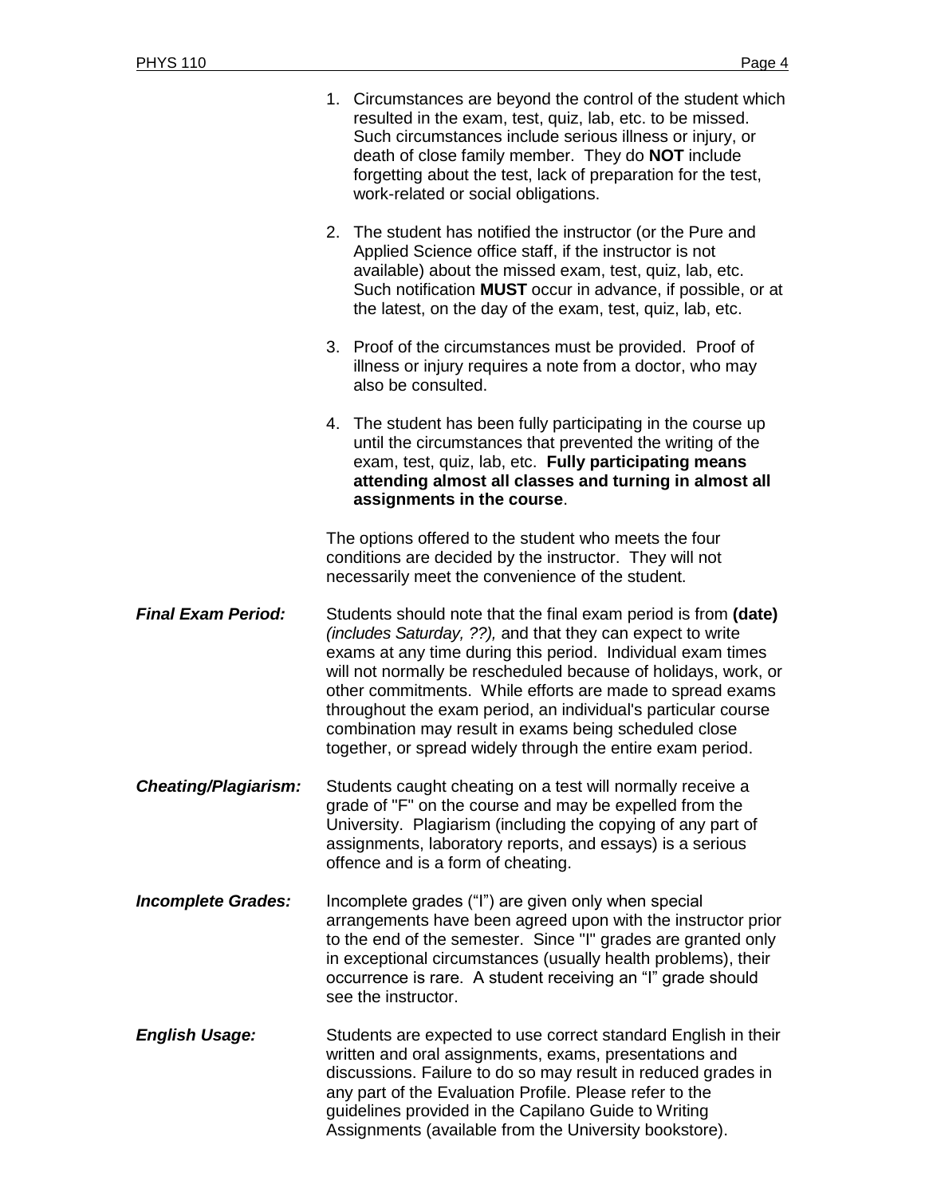1. Circumstances are beyond the control of the student which resulted in the exam, test, quiz, lab, etc. to be missed. Such circumstances include serious illness or injury, or death of close family member. They do **NOT** include forgetting about the test, lack of preparation for the test, work-related or social obligations.

2. The student has notified the instructor (or the Pure and Applied Science office staff, if the instructor is not available) about the missed exam, test, quiz, lab, etc. Such notification **MUST** occur in advance, if possible, or at the latest, on the day of the exam, test, quiz, lab, etc.

3. Proof of the circumstances must be provided. Proof of illness or injury requires a note from a doctor, who may also be consulted.

4. The student has been fully participating in the course up until the circumstances that prevented the writing of the exam, test, quiz, lab, etc. **Fully participating means attending almost all classes and turning in almost all assignments in the course**.

The options offered to the student who meets the four conditions are decided by the instructor. They will not necessarily meet the convenience of the student.

***Final Exam Period:*** Students should note that the final exam period is from **(date)** *(includes Saturday, ??),* and that they can expect to write exams at any time during this period. Individual exam times will not normally be rescheduled because of holidays, work, or other commitments. While efforts are made to spread exams throughout the exam period, an individual's particular course combination may result in exams being scheduled close together, or spread widely through the entire exam period.

***Cheating/Plagiarism:*** Students caught cheating on a test will normally receive a grade of "F" on the course and may be expelled from the University. Plagiarism (including the copying of any part of assignments, laboratory reports, and essays) is a serious offence and is a form of cheating.

***Incomplete Grades:*** Incomplete grades ("I") are given only when special arrangements have been agreed upon with the instructor prior to the end of the semester. Since "I" grades are granted only in exceptional circumstances (usually health problems), their occurrence is rare. A student receiving an "I" grade should see the instructor.

***English Usage:*** Students are expected to use correct standard English in their written and oral assignments, exams, presentations and discussions. Failure to do so may result in reduced grades in any part of the Evaluation Profile. Please refer to the guidelines provided in the Capilano Guide to Writing Assignments (available from the University bookstore).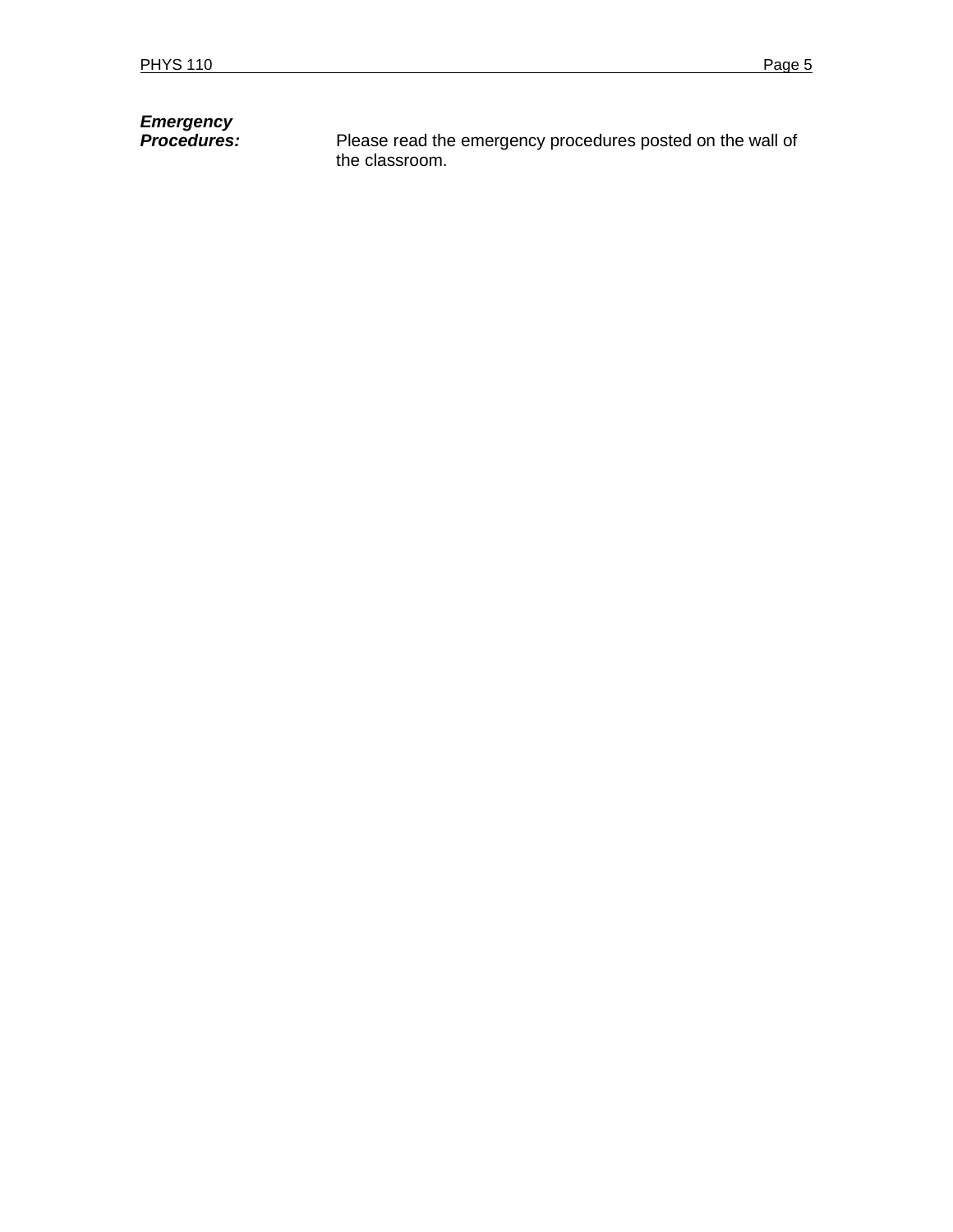***Emergency Procedures:*** Please read the emergency procedures posted on the wall of the classroom.